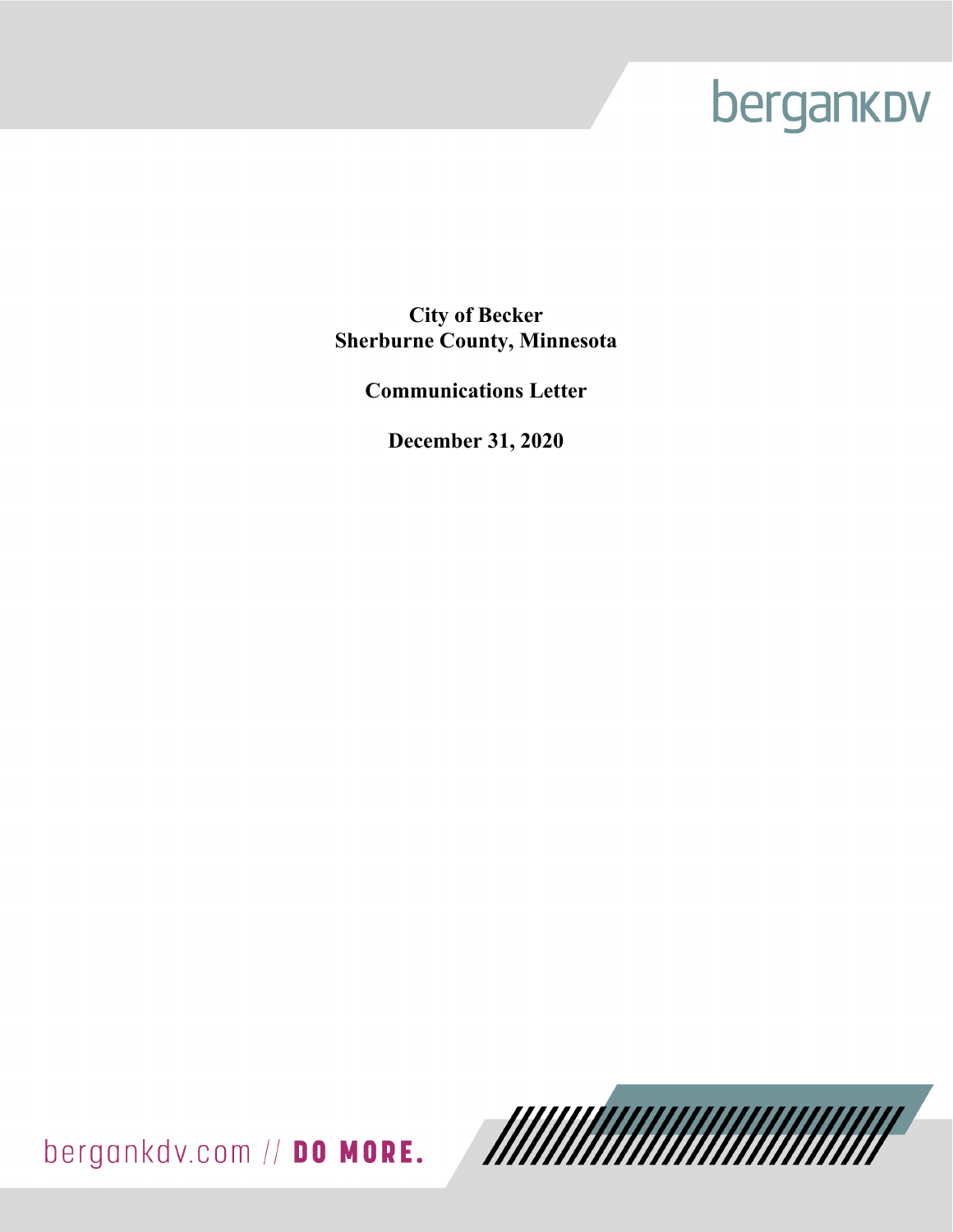bergankdv

**City of Becker**
**Sherburne County, Minnesota**

**Communications Letter**

**December 31, 2020**

bergankdv.com // **DO MORE.**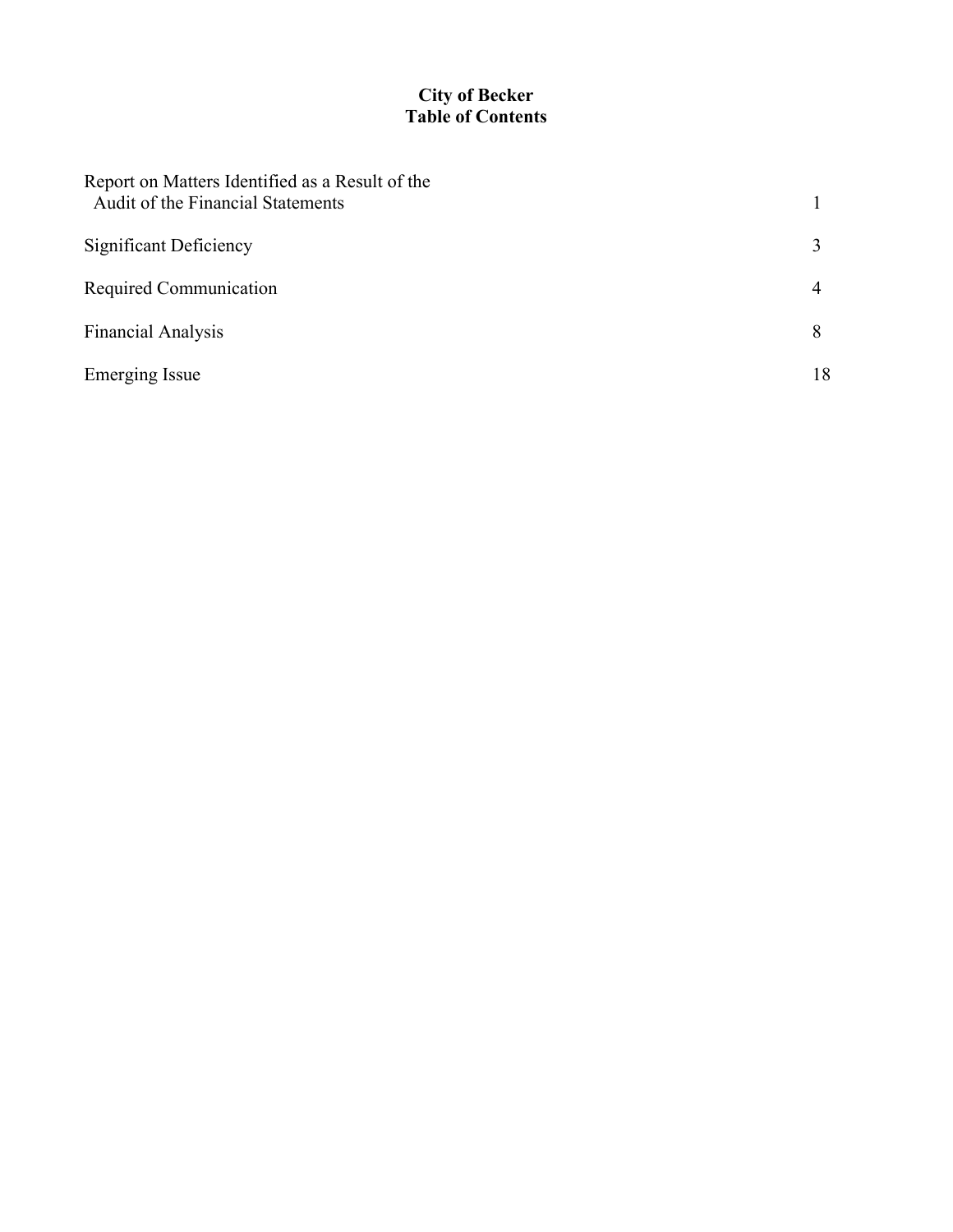# City of Becker
## Table of Contents

| | |
|---|---|
| Report on Matters Identified as a Result of the Audit of the Financial Statements | 1 |
| Significant Deficiency | 3 |
| Required Communication | 4 |
| Financial Analysis | 8 |
| Emerging Issue | 18 |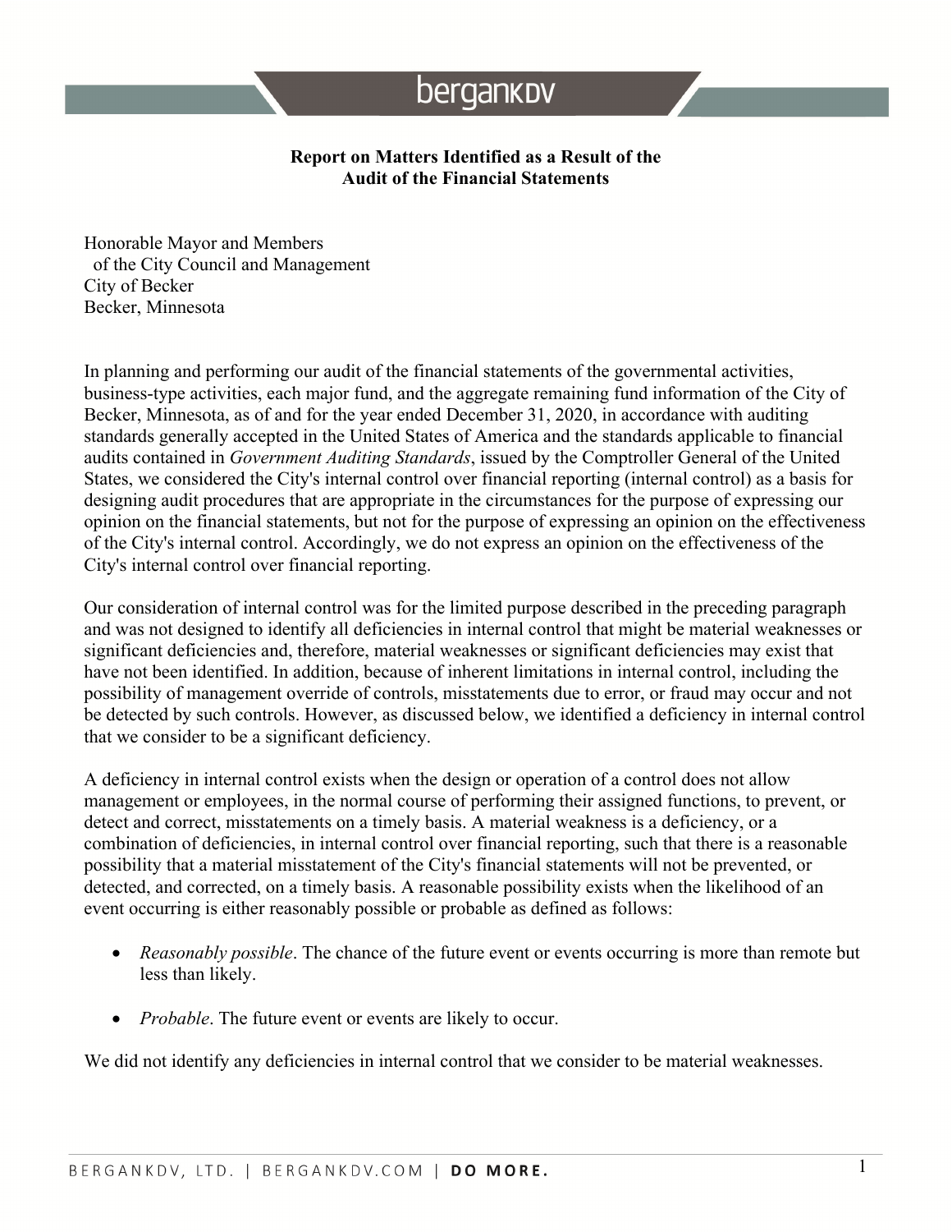## Report on Matters Identified as a Result of the Audit of the Financial Statements

Honorable Mayor and Members
of the City Council and Management
City of Becker
Becker, Minnesota

In planning and performing our audit of the financial statements of the governmental activities, business-type activities, each major fund, and the aggregate remaining fund information of the City of Becker, Minnesota, as of and for the year ended December 31, 2020, in accordance with auditing standards generally accepted in the United States of America and the standards applicable to financial audits contained in *Government Auditing Standards*, issued by the Comptroller General of the United States, we considered the City's internal control over financial reporting (internal control) as a basis for designing audit procedures that are appropriate in the circumstances for the purpose of expressing our opinion on the financial statements, but not for the purpose of expressing an opinion on the effectiveness of the City's internal control. Accordingly, we do not express an opinion on the effectiveness of the City's internal control over financial reporting.

Our consideration of internal control was for the limited purpose described in the preceding paragraph and was not designed to identify all deficiencies in internal control that might be material weaknesses or significant deficiencies and, therefore, material weaknesses or significant deficiencies may exist that have not been identified. In addition, because of inherent limitations in internal control, including the possibility of management override of controls, misstatements due to error, or fraud may occur and not be detected by such controls. However, as discussed below, we identified a deficiency in internal control that we consider to be a significant deficiency.

A deficiency in internal control exists when the design or operation of a control does not allow management or employees, in the normal course of performing their assigned functions, to prevent, or detect and correct, misstatements on a timely basis. A material weakness is a deficiency, or a combination of deficiencies, in internal control over financial reporting, such that there is a reasonable possibility that a material misstatement of the City's financial statements will not be prevented, or detected, and corrected, on a timely basis. A reasonable possibility exists when the likelihood of an event occurring is either reasonably possible or probable as defined as follows:

- *Reasonably possible*. The chance of the future event or events occurring is more than remote but less than likely.
- *Probable*. The future event or events are likely to occur.

We did not identify any deficiencies in internal control that we consider to be material weaknesses.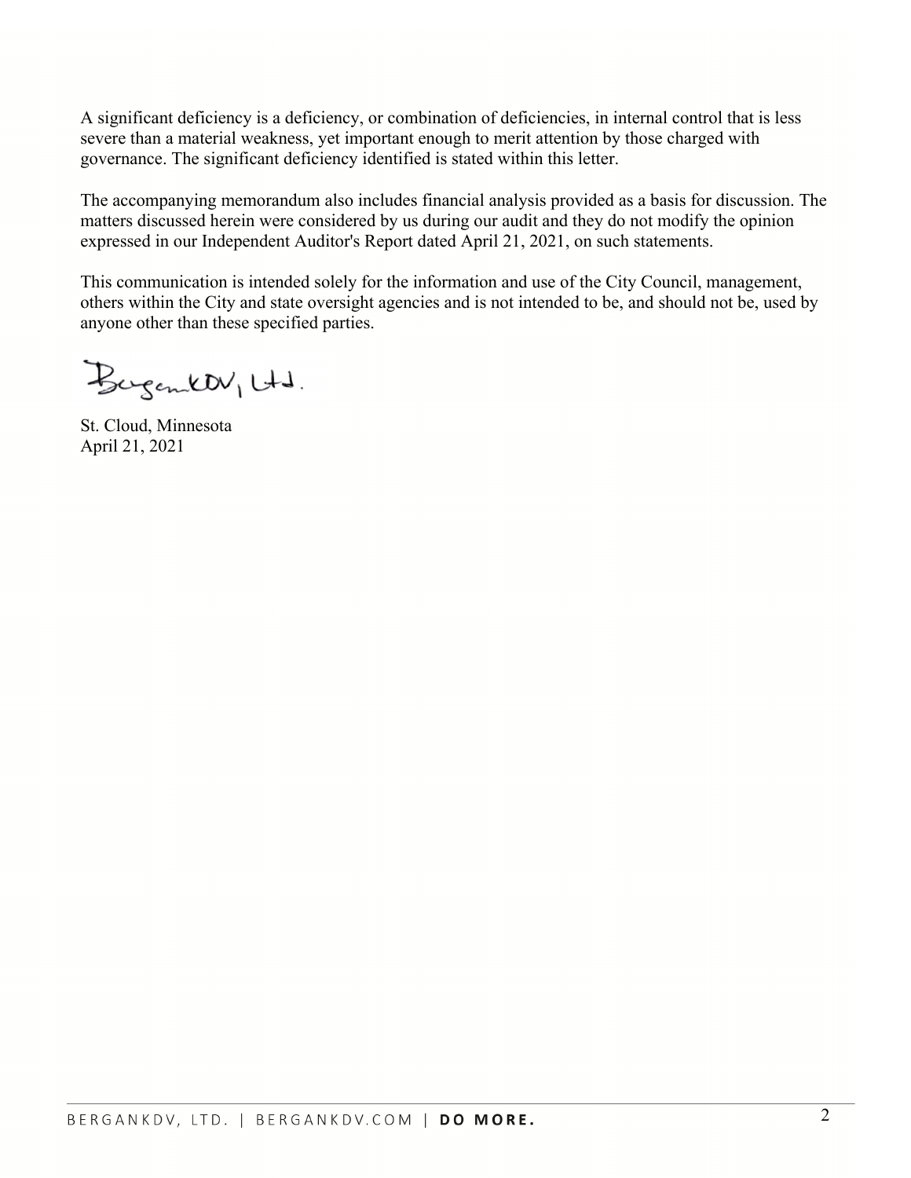A significant deficiency is a deficiency, or combination of deficiencies, in internal control that is less severe than a material weakness, yet important enough to merit attention by those charged with governance. The significant deficiency identified is stated within this letter.

The accompanying memorandum also includes financial analysis provided as a basis for discussion. The matters discussed herein were considered by us during our audit and they do not modify the opinion expressed in our Independent Auditor's Report dated April 21, 2021, on such statements.

This communication is intended solely for the information and use of the City Council, management, others within the City and state oversight agencies and is not intended to be, and should not be, used by anyone other than these specified parties.

BerganKDV, Ltd.

St. Cloud, Minnesota
April 21, 2021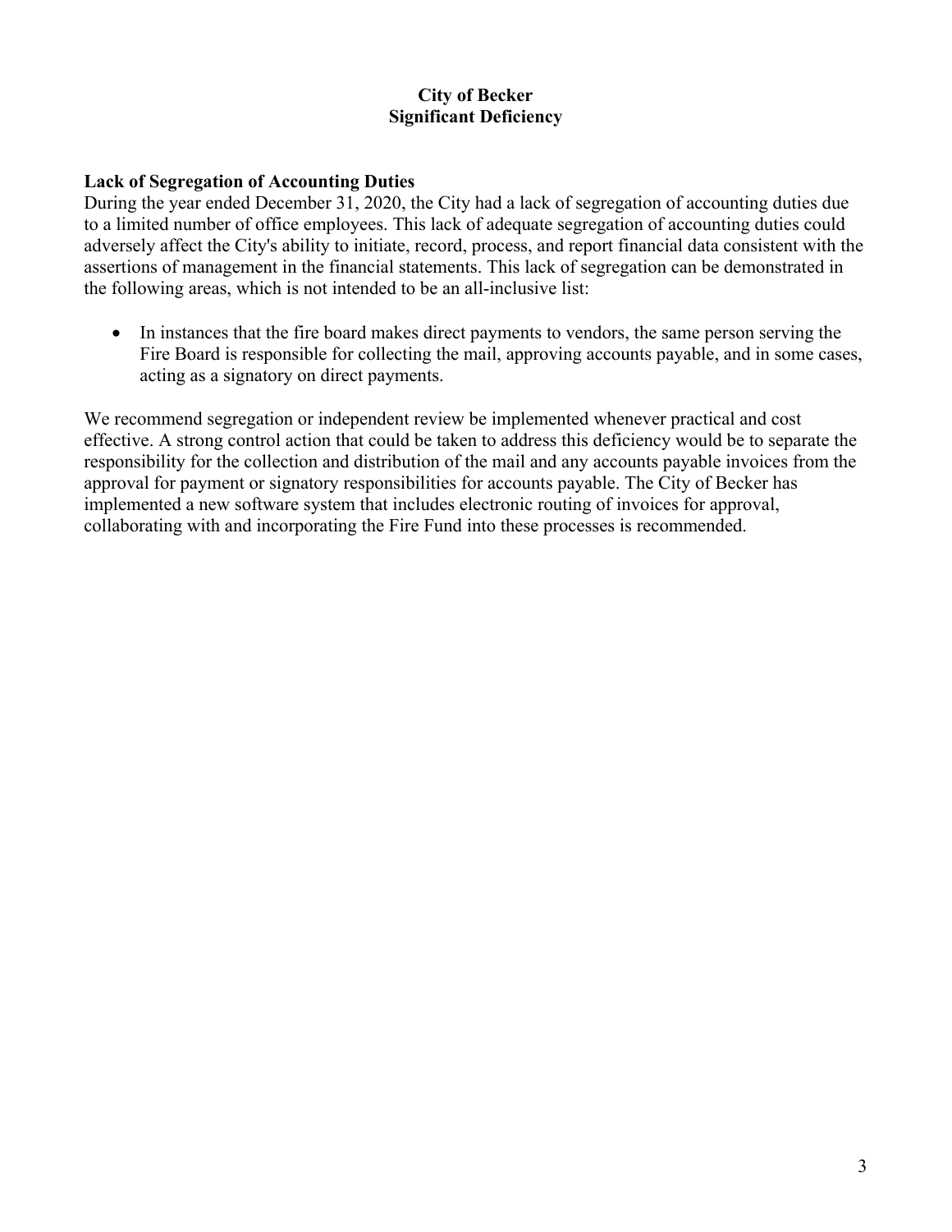# City of Becker
## Significant Deficiency

**Lack of Segregation of Accounting Duties**

During the year ended December 31, 2020, the City had a lack of segregation of accounting duties due to a limited number of office employees. This lack of adequate segregation of accounting duties could adversely affect the City's ability to initiate, record, process, and report financial data consistent with the assertions of management in the financial statements. This lack of segregation can be demonstrated in the following areas, which is not intended to be an all-inclusive list:

- In instances that the fire board makes direct payments to vendors, the same person serving the Fire Board is responsible for collecting the mail, approving accounts payable, and in some cases, acting as a signatory on direct payments.

We recommend segregation or independent review be implemented whenever practical and cost effective. A strong control action that could be taken to address this deficiency would be to separate the responsibility for the collection and distribution of the mail and any accounts payable invoices from the approval for payment or signatory responsibilities for accounts payable. The City of Becker has implemented a new software system that includes electronic routing of invoices for approval, collaborating with and incorporating the Fire Fund into these processes is recommended.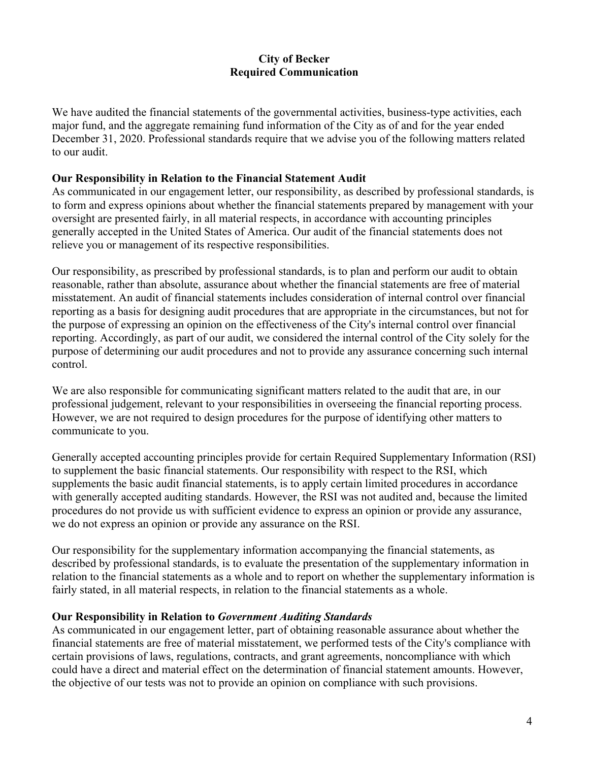# City of Becker
# Required Communication

We have audited the financial statements of the governmental activities, business-type activities, each major fund, and the aggregate remaining fund information of the City as of and for the year ended December 31, 2020. Professional standards require that we advise you of the following matters related to our audit.

**Our Responsibility in Relation to the Financial Statement Audit**

As communicated in our engagement letter, our responsibility, as described by professional standards, is to form and express opinions about whether the financial statements prepared by management with your oversight are presented fairly, in all material respects, in accordance with accounting principles generally accepted in the United States of America. Our audit of the financial statements does not relieve you or management of its respective responsibilities.

Our responsibility, as prescribed by professional standards, is to plan and perform our audit to obtain reasonable, rather than absolute, assurance about whether the financial statements are free of material misstatement. An audit of financial statements includes consideration of internal control over financial reporting as a basis for designing audit procedures that are appropriate in the circumstances, but not for the purpose of expressing an opinion on the effectiveness of the City's internal control over financial reporting. Accordingly, as part of our audit, we considered the internal control of the City solely for the purpose of determining our audit procedures and not to provide any assurance concerning such internal control.

We are also responsible for communicating significant matters related to the audit that are, in our professional judgement, relevant to your responsibilities in overseeing the financial reporting process. However, we are not required to design procedures for the purpose of identifying other matters to communicate to you.

Generally accepted accounting principles provide for certain Required Supplementary Information (RSI) to supplement the basic financial statements. Our responsibility with respect to the RSI, which supplements the basic audit financial statements, is to apply certain limited procedures in accordance with generally accepted auditing standards. However, the RSI was not audited and, because the limited procedures do not provide us with sufficient evidence to express an opinion or provide any assurance, we do not express an opinion or provide any assurance on the RSI.

Our responsibility for the supplementary information accompanying the financial statements, as described by professional standards, is to evaluate the presentation of the supplementary information in relation to the financial statements as a whole and to report on whether the supplementary information is fairly stated, in all material respects, in relation to the financial statements as a whole.

**Our Responsibility in Relation to *Government Auditing Standards***

As communicated in our engagement letter, part of obtaining reasonable assurance about whether the financial statements are free of material misstatement, we performed tests of the City's compliance with certain provisions of laws, regulations, contracts, and grant agreements, noncompliance with which could have a direct and material effect on the determination of financial statement amounts. However, the objective of our tests was not to provide an opinion on compliance with such provisions.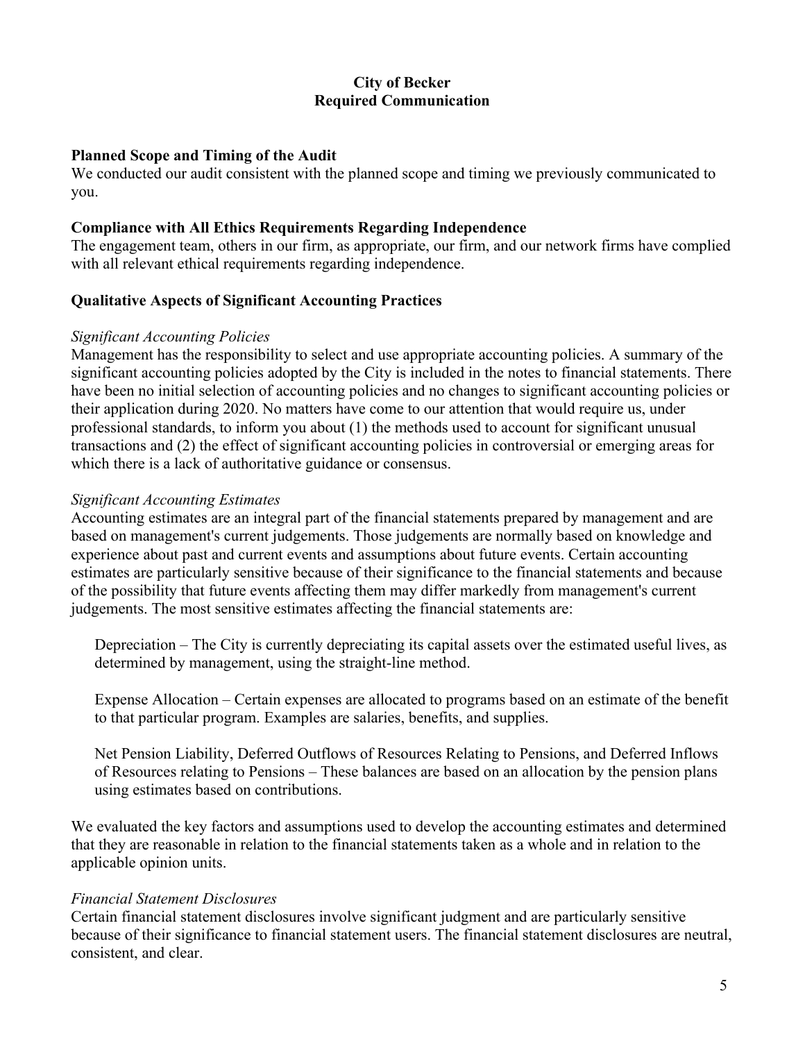**City of Becker**
**Required Communication**

**Planned Scope and Timing of the Audit**
We conducted our audit consistent with the planned scope and timing we previously communicated to you.

**Compliance with All Ethics Requirements Regarding Independence**
The engagement team, others in our firm, as appropriate, our firm, and our network firms have complied with all relevant ethical requirements regarding independence.

**Qualitative Aspects of Significant Accounting Practices**

*Significant Accounting Policies*
Management has the responsibility to select and use appropriate accounting policies. A summary of the significant accounting policies adopted by the City is included in the notes to financial statements. There have been no initial selection of accounting policies and no changes to significant accounting policies or their application during 2020. No matters have come to our attention that would require us, under professional standards, to inform you about (1) the methods used to account for significant unusual transactions and (2) the effect of significant accounting policies in controversial or emerging areas for which there is a lack of authoritative guidance or consensus.

*Significant Accounting Estimates*
Accounting estimates are an integral part of the financial statements prepared by management and are based on management's current judgements. Those judgements are normally based on knowledge and experience about past and current events and assumptions about future events. Certain accounting estimates are particularly sensitive because of their significance to the financial statements and because of the possibility that future events affecting them may differ markedly from management's current judgements. The most sensitive estimates affecting the financial statements are:

Depreciation – The City is currently depreciating its capital assets over the estimated useful lives, as determined by management, using the straight-line method.

Expense Allocation – Certain expenses are allocated to programs based on an estimate of the benefit to that particular program. Examples are salaries, benefits, and supplies.

Net Pension Liability, Deferred Outflows of Resources Relating to Pensions, and Deferred Inflows of Resources relating to Pensions – These balances are based on an allocation by the pension plans using estimates based on contributions.

We evaluated the key factors and assumptions used to develop the accounting estimates and determined that they are reasonable in relation to the financial statements taken as a whole and in relation to the applicable opinion units.

*Financial Statement Disclosures*
Certain financial statement disclosures involve significant judgment and are particularly sensitive because of their significance to financial statement users. The financial statement disclosures are neutral, consistent, and clear.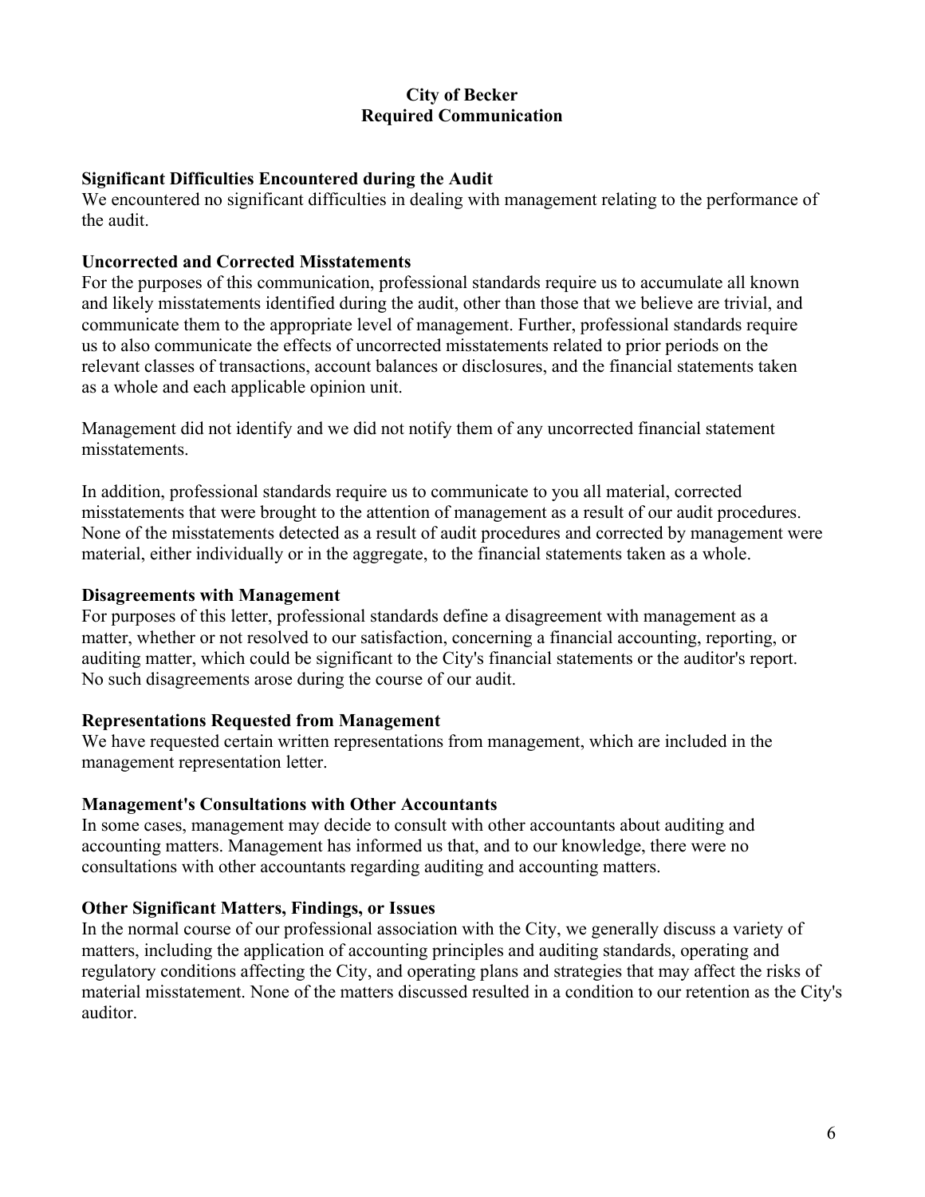**City of Becker**
**Required Communication**

**Significant Difficulties Encountered during the Audit**
We encountered no significant difficulties in dealing with management relating to the performance of the audit.

**Uncorrected and Corrected Misstatements**
For the purposes of this communication, professional standards require us to accumulate all known and likely misstatements identified during the audit, other than those that we believe are trivial, and communicate them to the appropriate level of management. Further, professional standards require us to also communicate the effects of uncorrected misstatements related to prior periods on the relevant classes of transactions, account balances or disclosures, and the financial statements taken as a whole and each applicable opinion unit.

Management did not identify and we did not notify them of any uncorrected financial statement misstatements.

In addition, professional standards require us to communicate to you all material, corrected misstatements that were brought to the attention of management as a result of our audit procedures. None of the misstatements detected as a result of audit procedures and corrected by management were material, either individually or in the aggregate, to the financial statements taken as a whole.

**Disagreements with Management**
For purposes of this letter, professional standards define a disagreement with management as a matter, whether or not resolved to our satisfaction, concerning a financial accounting, reporting, or auditing matter, which could be significant to the City's financial statements or the auditor's report. No such disagreements arose during the course of our audit.

**Representations Requested from Management**
We have requested certain written representations from management, which are included in the management representation letter.

**Management's Consultations with Other Accountants**
In some cases, management may decide to consult with other accountants about auditing and accounting matters. Management has informed us that, and to our knowledge, there were no consultations with other accountants regarding auditing and accounting matters.

**Other Significant Matters, Findings, or Issues**
In the normal course of our professional association with the City, we generally discuss a variety of matters, including the application of accounting principles and auditing standards, operating and regulatory conditions affecting the City, and operating plans and strategies that may affect the risks of material misstatement. None of the matters discussed resulted in a condition to our retention as the City's auditor.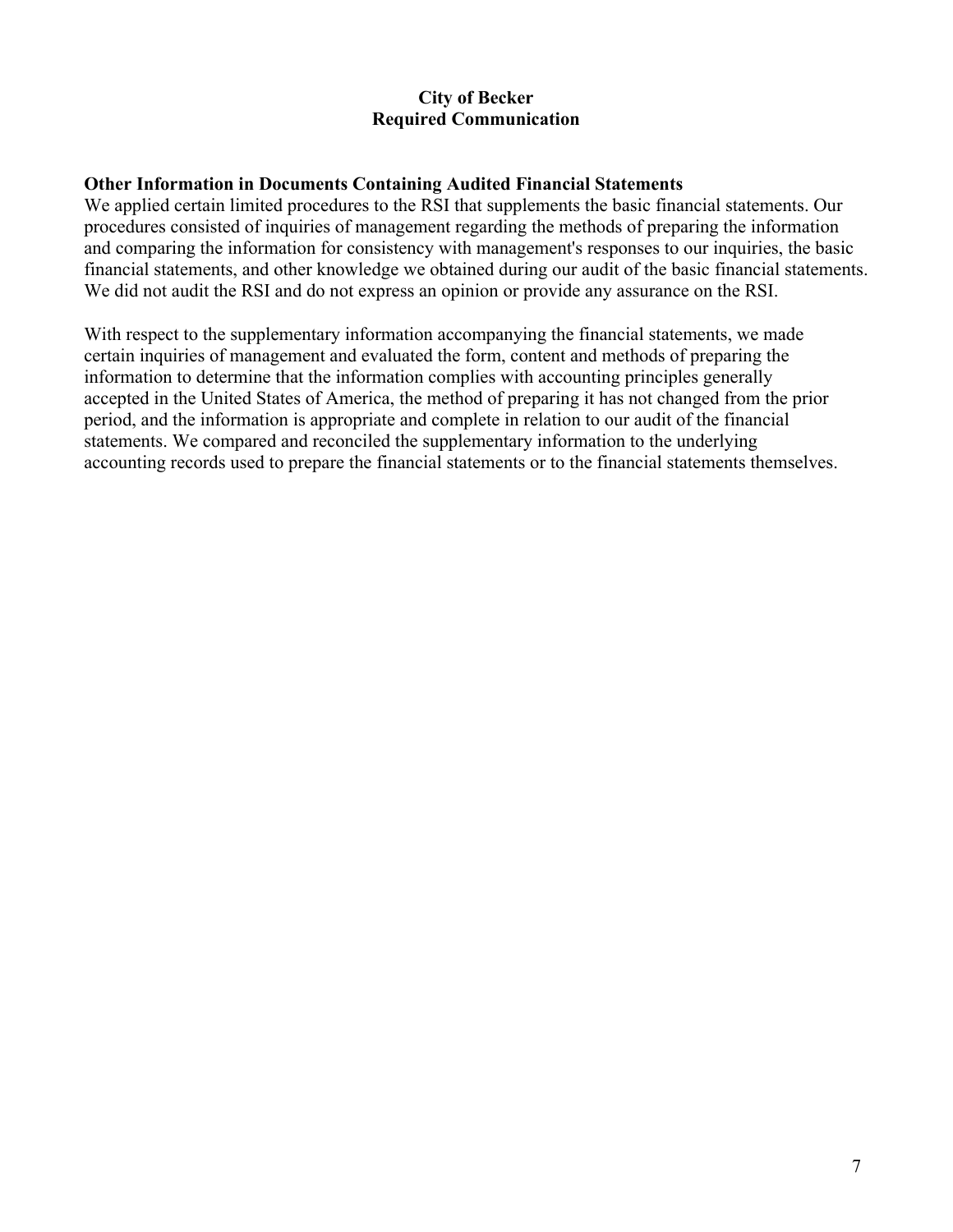**City of Becker**
**Required Communication**

**Other Information in Documents Containing Audited Financial Statements**

We applied certain limited procedures to the RSI that supplements the basic financial statements. Our procedures consisted of inquiries of management regarding the methods of preparing the information and comparing the information for consistency with management's responses to our inquiries, the basic financial statements, and other knowledge we obtained during our audit of the basic financial statements. We did not audit the RSI and do not express an opinion or provide any assurance on the RSI.

With respect to the supplementary information accompanying the financial statements, we made certain inquiries of management and evaluated the form, content and methods of preparing the information to determine that the information complies with accounting principles generally accepted in the United States of America, the method of preparing it has not changed from the prior period, and the information is appropriate and complete in relation to our audit of the financial statements. We compared and reconciled the supplementary information to the underlying accounting records used to prepare the financial statements or to the financial statements themselves.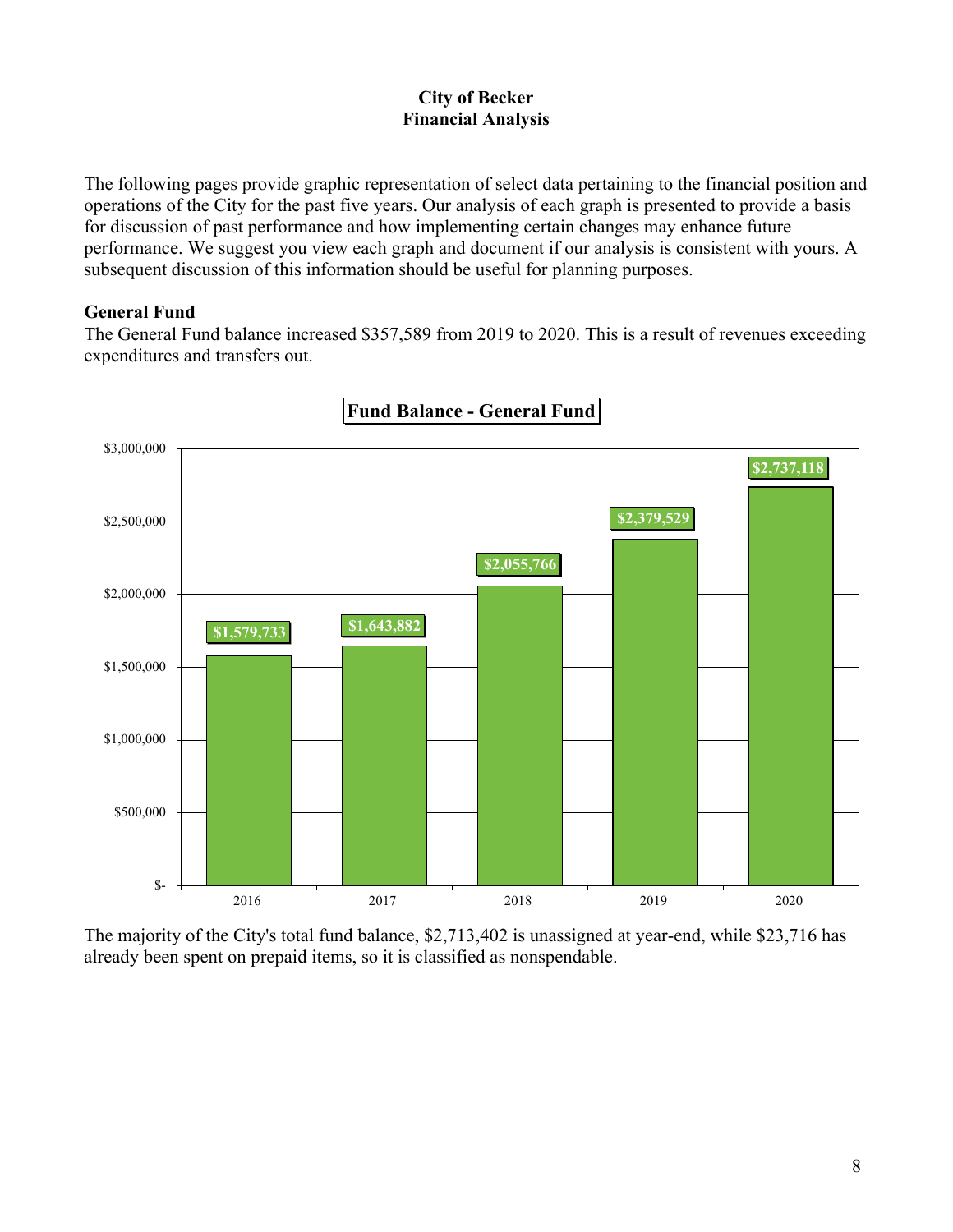**City of Becker**
**Financial Analysis**

The following pages provide graphic representation of select data pertaining to the financial position and operations of the City for the past five years. Our analysis of each graph is presented to provide a basis for discussion of past performance and how implementing certain changes may enhance future performance. We suggest you view each graph and document if our analysis is consistent with yours. A subsequent discussion of this information should be useful for planning purposes.

**General Fund**

The General Fund balance increased $357,589 from 2019 to 2020. This is a result of revenues exceeding expenditures and transfers out.

**Fund Balance - General Fund**

| Year | Fund Balance |
|---|---|
| 2016 | $1,579,733 |
| 2017 | $1,643,882 |
| 2018 | $2,055,766 |
| 2019 | $2,379,529 |
| 2020 | $2,737,118 |

The majority of the City's total fund balance, $2,713,402 is unassigned at year-end, while $23,716 has already been spent on prepaid items, so it is classified as nonspendable.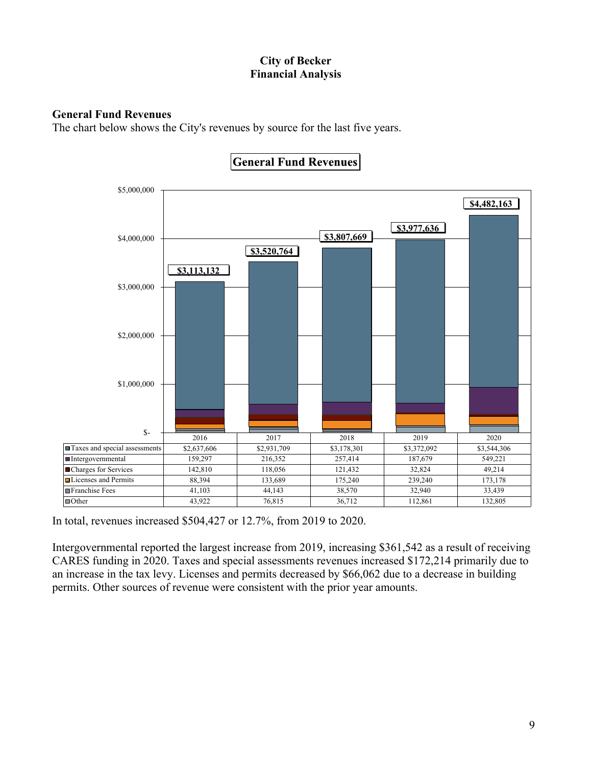## City of Becker
## Financial Analysis

### General Fund Revenues

The chart below shows the City's revenues by source for the last five years.

**General Fund Revenues**

| | 2016 | 2017 | 2018 | 2019 | 2020 |
|---|---|---|---|---|---|
| Total | $3,113,132 | $3,520,764 | $3,807,669 | $3,977,636 | $4,482,163 |
| Taxes and special assessments | $2,637,606 | $2,931,709 | $3,178,301 | $3,372,092 | $3,544,306 |
| Intergovernmental | 159,297 | 216,352 | 257,414 | 187,679 | 549,221 |
| Charges for Services | 142,810 | 118,056 | 121,432 | 32,824 | 49,214 |
| Licenses and Permits | 88,394 | 133,689 | 175,240 | 239,240 | 173,178 |
| Franchise Fees | 41,103 | 44,143 | 38,570 | 32,940 | 33,439 |
| Other | 43,922 | 76,815 | 36,712 | 112,861 | 132,805 |

In total, revenues increased $504,427 or 12.7%, from 2019 to 2020.

Intergovernmental reported the largest increase from 2019, increasing $361,542 as a result of receiving CARES funding in 2020. Taxes and special assessments revenues increased $172,214 primarily due to an increase in the tax levy. Licenses and permits decreased by $66,062 due to a decrease in building permits. Other sources of revenue were consistent with the prior year amounts.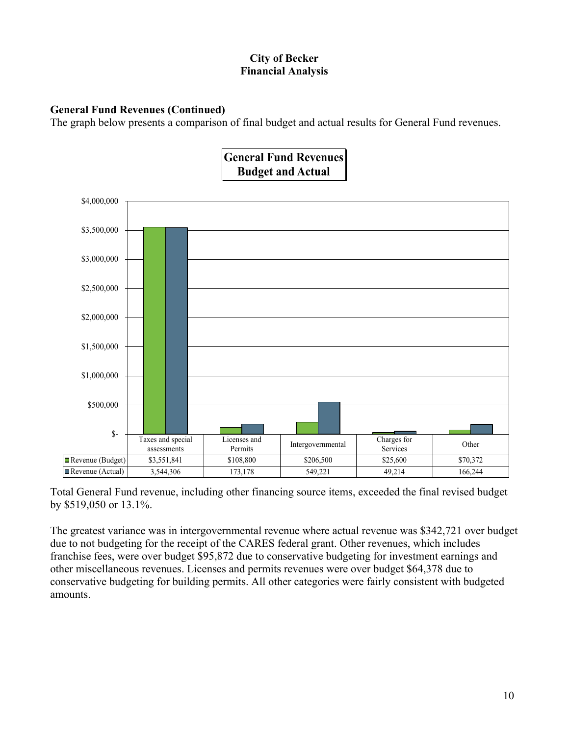**City of Becker**
**Financial Analysis**

### General Fund Revenues (Continued)

The graph below presents a comparison of final budget and actual results for General Fund revenues.

**General Fund Revenues Budget and Actual**

| | Taxes and special assessments | Licenses and Permits | Intergovernmental | Charges for Services | Other |
|---|---|---|---|---|---|
| Revenue (Budget) | $3,551,841 | $108,800 | $206,500 | $25,600 | $70,372 |
| Revenue (Actual) | 3,544,306 | 173,178 | 549,221 | 49,214 | 166,244 |

Total General Fund revenue, including other financing source items, exceeded the final revised budget by $519,050 or 13.1%.

The greatest variance was in intergovernmental revenue where actual revenue was $342,721 over budget due to not budgeting for the receipt of the CARES federal grant. Other revenues, which includes franchise fees, were over budget $95,872 due to conservative budgeting for investment earnings and other miscellaneous revenues. Licenses and permits revenues were over budget $64,378 due to conservative budgeting for building permits. All other categories were fairly consistent with budgeted amounts.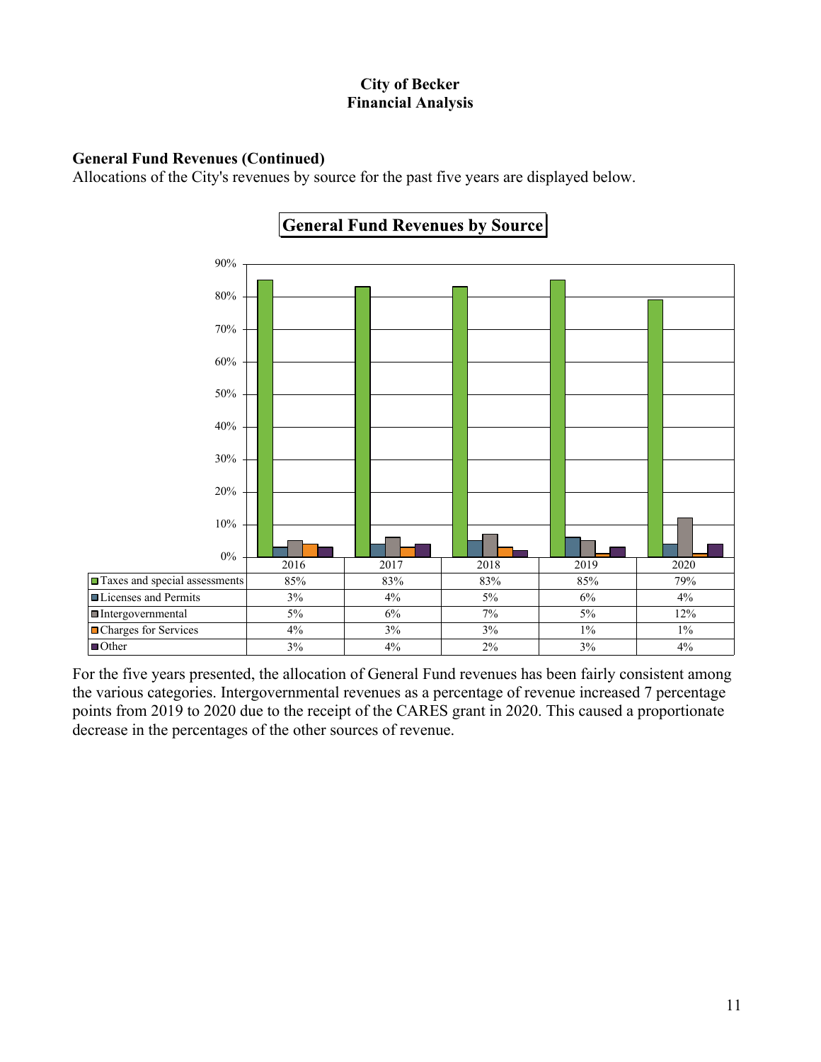**City of Becker**
**Financial Analysis**

**General Fund Revenues (Continued)**

Allocations of the City's revenues by source for the past five years are displayed below.

**General Fund Revenues by Source**

| | 2016 | 2017 | 2018 | 2019 | 2020 |
|---|---|---|---|---|---|
| Taxes and special assessments | 85% | 83% | 83% | 85% | 79% |
| Licenses and Permits | 3% | 4% | 5% | 6% | 4% |
| Intergovernmental | 5% | 6% | 7% | 5% | 12% |
| Charges for Services | 4% | 3% | 3% | 1% | 1% |
| Other | 3% | 4% | 2% | 3% | 4% |

For the five years presented, the allocation of General Fund revenues has been fairly consistent among the various categories. Intergovernmental revenues as a percentage of revenue increased 7 percentage points from 2019 to 2020 due to the receipt of the CARES grant in 2020. This caused a proportionate decrease in the percentages of the other sources of revenue.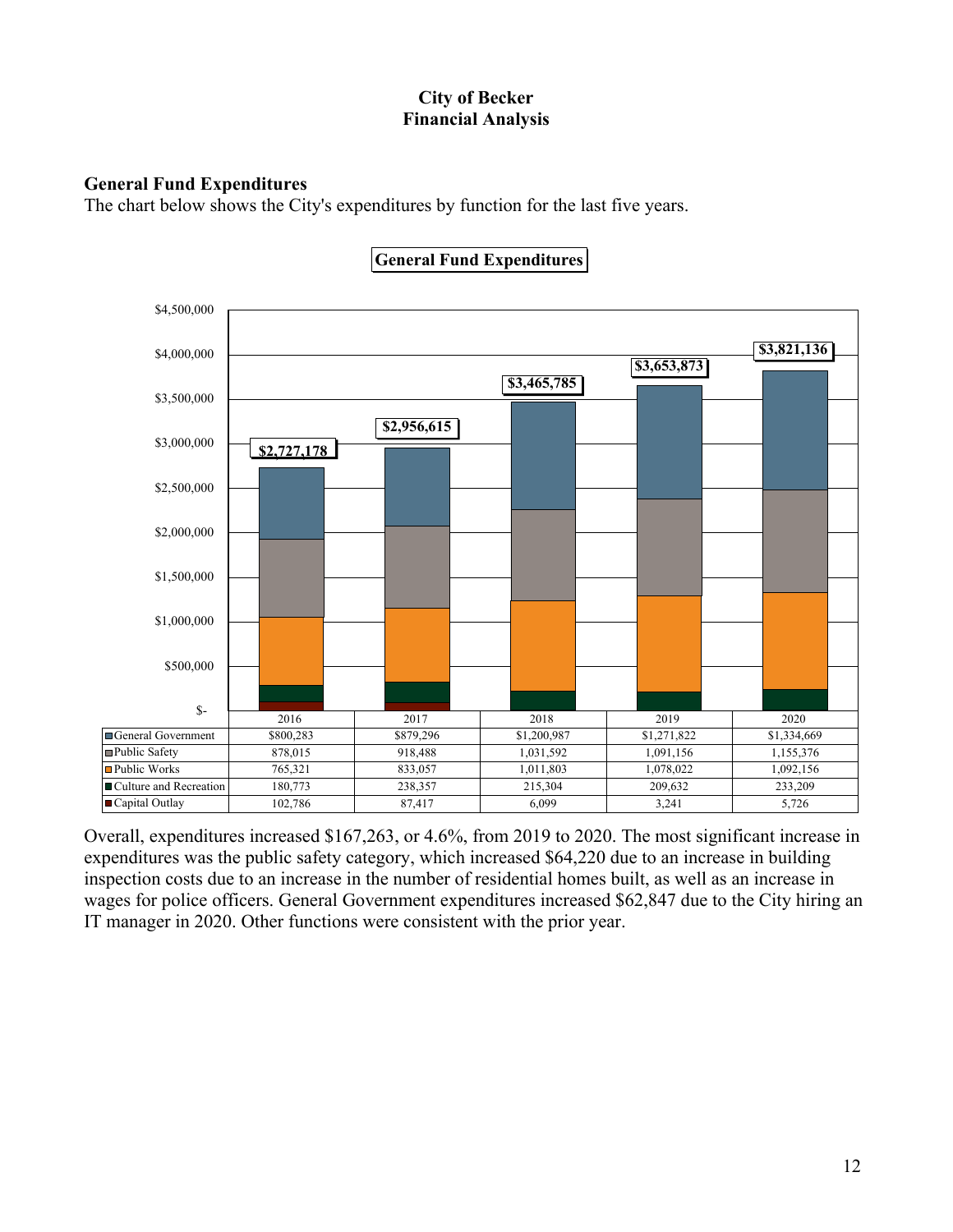**City of Becker**
**Financial Analysis**

## General Fund Expenditures

The chart below shows the City's expenditures by function for the last five years.

**General Fund Expenditures**

| | 2016 | 2017 | 2018 | 2019 | 2020 |
|---|---|---|---|---|---|
| General Government | $800,283 | $879,296 | $1,200,987 | $1,271,822 | $1,334,669 |
| Public Safety | 878,015 | 918,488 | 1,031,592 | 1,091,156 | 1,155,376 |
| Public Works | 765,321 | 833,057 | 1,011,803 | 1,078,022 | 1,092,156 |
| Culture and Recreation | 180,773 | 238,357 | 215,304 | 209,632 | 233,209 |
| Capital Outlay | 102,786 | 87,417 | 6,099 | 3,241 | 5,726 |
| Total | $2,727,178 | $2,956,615 | $3,465,785 | $3,653,873 | $3,821,136 |

Overall, expenditures increased $167,263, or 4.6%, from 2019 to 2020. The most significant increase in expenditures was the public safety category, which increased $64,220 due to an increase in building inspection costs due to an increase in the number of residential homes built, as well as an increase in wages for police officers. General Government expenditures increased $62,847 due to the City hiring an IT manager in 2020. Other functions were consistent with the prior year.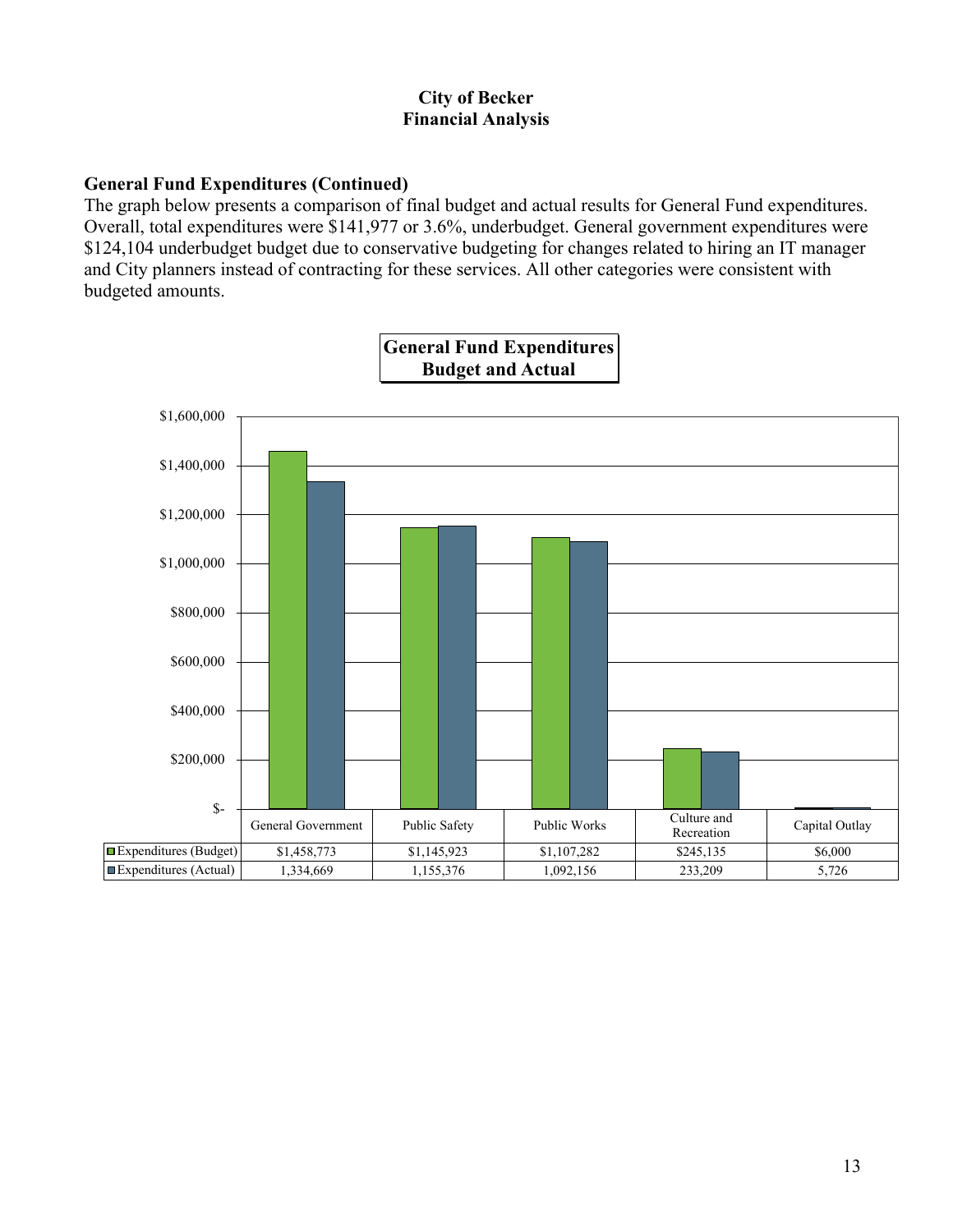# City of Becker
## Financial Analysis

### General Fund Expenditures (Continued)

The graph below presents a comparison of final budget and actual results for General Fund expenditures. Overall, total expenditures were $141,977 or 3.6%, underbudget. General government expenditures were $124,104 underbudget budget due to conservative budgeting for changes related to hiring an IT manager and City planners instead of contracting for these services. All other categories were consistent with budgeted amounts.

**General Fund Expenditures Budget and Actual**

| | General Government | Public Safety | Public Works | Culture and Recreation | Capital Outlay |
|---|---|---|---|---|---|
| Expenditures (Budget) | $1,458,773 | $1,145,923 | $1,107,282 | $245,135 | $6,000 |
| Expenditures (Actual) | 1,334,669 | 1,155,376 | 1,092,156 | 233,209 | 5,726 |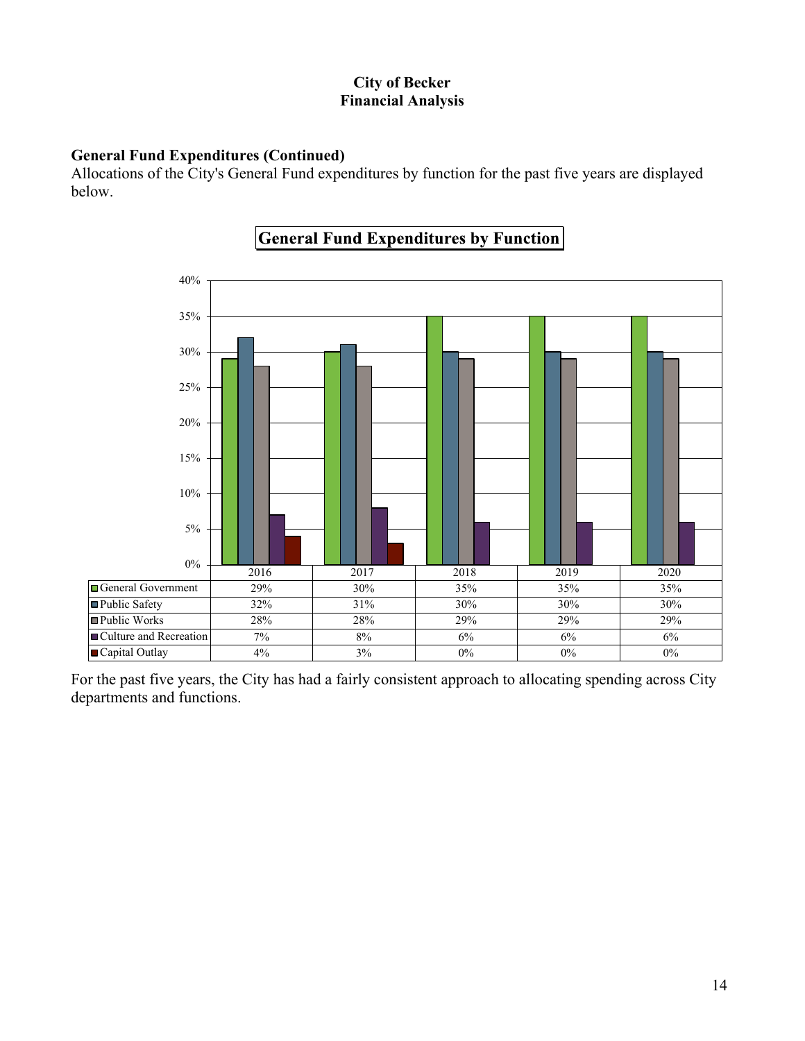**City of Becker**
**Financial Analysis**

**General Fund Expenditures (Continued)**
Allocations of the City's General Fund expenditures by function for the past five years are displayed below.

**General Fund Expenditures by Function**

| | 2016 | 2017 | 2018 | 2019 | 2020 |
|---|---|---|---|---|---|
| General Government | 29% | 30% | 35% | 35% | 35% |
| Public Safety | 32% | 31% | 30% | 30% | 30% |
| Public Works | 28% | 28% | 29% | 29% | 29% |
| Culture and Recreation | 7% | 8% | 6% | 6% | 6% |
| Capital Outlay | 4% | 3% | 0% | 0% | 0% |

For the past five years, the City has had a fairly consistent approach to allocating spending across City departments and functions.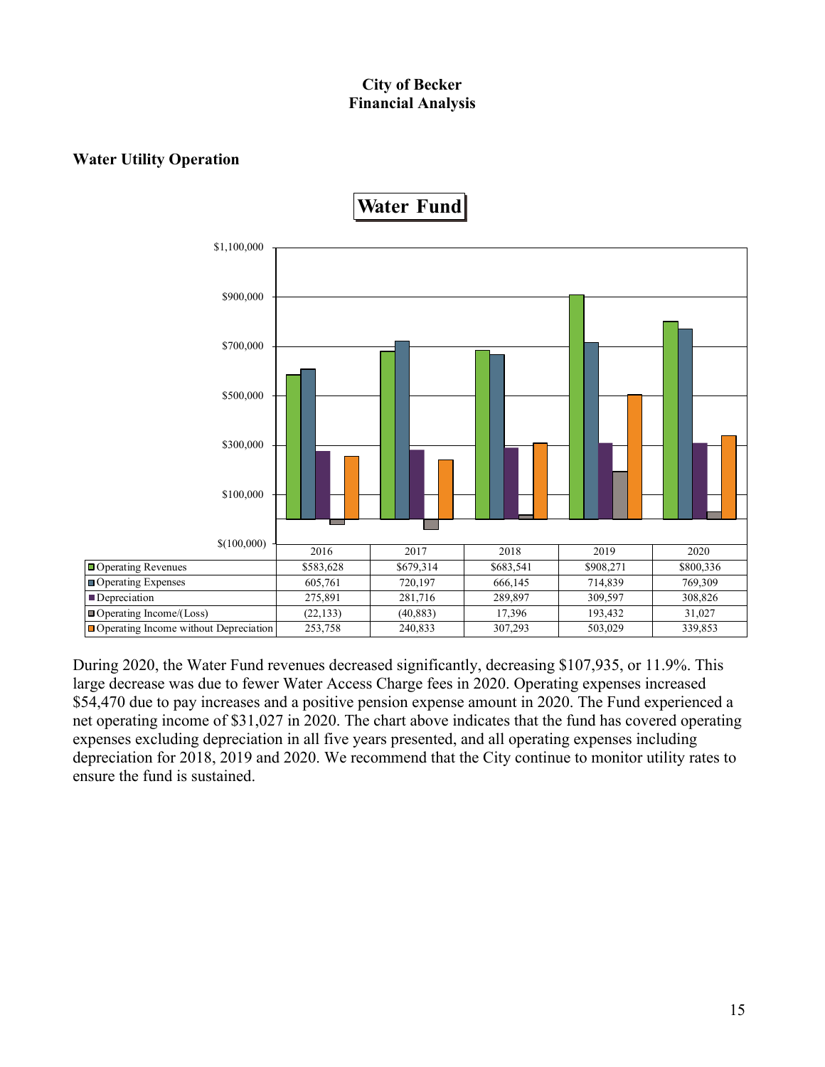**City of Becker**
**Financial Analysis**

### Water Utility Operation

**Water Fund**

| | 2016 | 2017 | 2018 | 2019 | 2020 |
|---|---|---|---|---|---|
| Operating Revenues | $583,628 | $679,314 | $683,541 | $908,271 | $800,336 |
| Operating Expenses | 605,761 | 720,197 | 666,145 | 714,839 | 769,309 |
| Depreciation | 275,891 | 281,716 | 289,897 | 309,597 | 308,826 |
| Operating Income/(Loss) | (22,133) | (40,883) | 17,396 | 193,432 | 31,027 |
| Operating Income without Depreciation | 253,758 | 240,833 | 307,293 | 503,029 | 339,853 |

During 2020, the Water Fund revenues decreased significantly, decreasing $107,935, or 11.9%. This large decrease was due to fewer Water Access Charge fees in 2020. Operating expenses increased $54,470 due to pay increases and a positive pension expense amount in 2020. The Fund experienced a net operating income of $31,027 in 2020. The chart above indicates that the fund has covered operating expenses excluding depreciation in all five years presented, and all operating expenses including depreciation for 2018, 2019 and 2020. We recommend that the City continue to monitor utility rates to ensure the fund is sustained.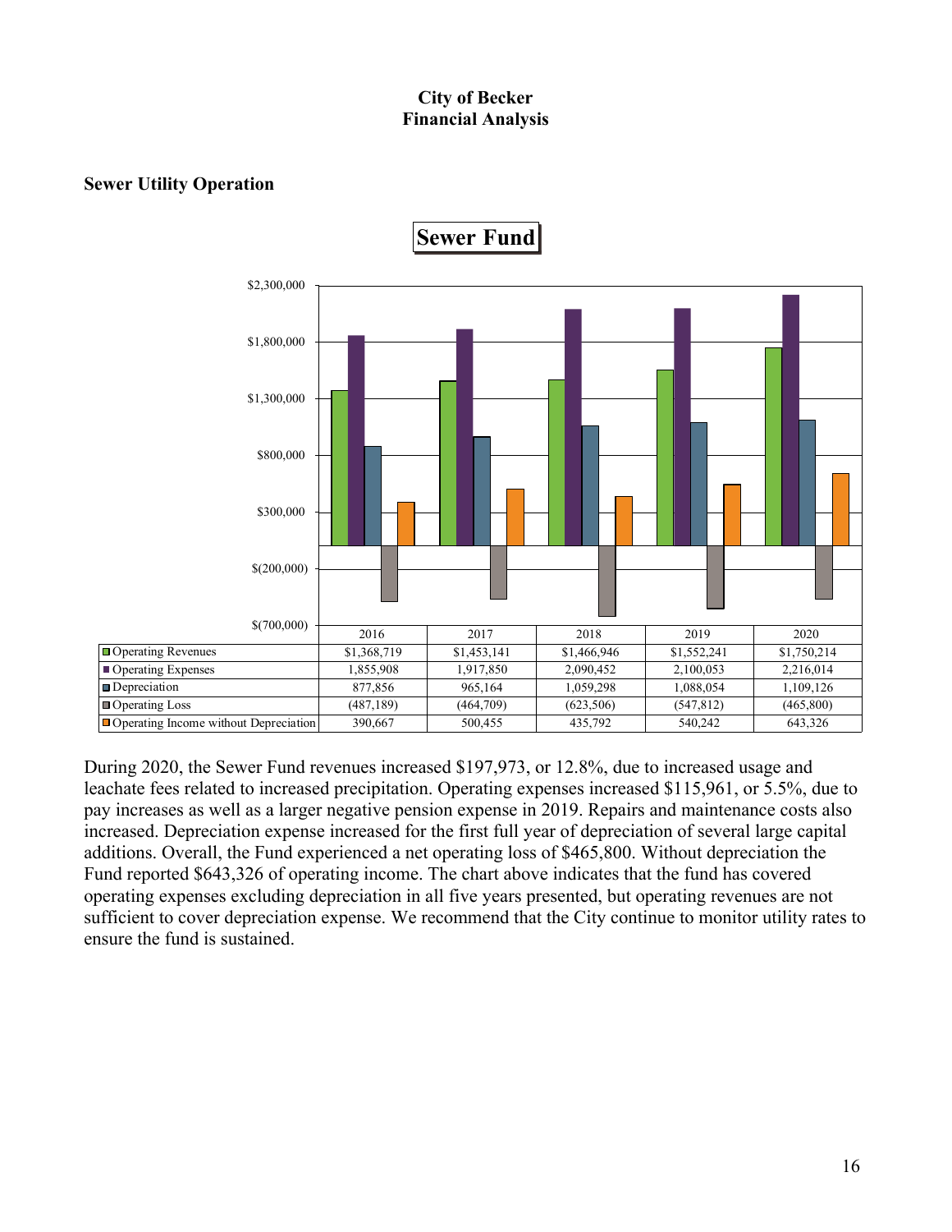**City of Becker**
**Financial Analysis**

## Sewer Utility Operation

### Sewer Fund

| | 2016 | 2017 | 2018 | 2019 | 2020 |
|---|---|---|---|---|---|
| Operating Revenues | $1,368,719 | $1,453,141 | $1,466,946 | $1,552,241 | $1,750,214 |
| Operating Expenses | 1,855,908 | 1,917,850 | 2,090,452 | 2,100,053 | 2,216,014 |
| Depreciation | 877,856 | 965,164 | 1,059,298 | 1,088,054 | 1,109,126 |
| Operating Loss | (487,189) | (464,709) | (623,506) | (547,812) | (465,800) |
| Operating Income without Depreciation | 390,667 | 500,455 | 435,792 | 540,242 | 643,326 |

During 2020, the Sewer Fund revenues increased $197,973, or 12.8%, due to increased usage and leachate fees related to increased precipitation. Operating expenses increased $115,961, or 5.5%, due to pay increases as well as a larger negative pension expense in 2019. Repairs and maintenance costs also increased. Depreciation expense increased for the first full year of depreciation of several large capital additions. Overall, the Fund experienced a net operating loss of $465,800. Without depreciation the Fund reported $643,326 of operating income. The chart above indicates that the fund has covered operating expenses excluding depreciation in all five years presented, but operating revenues are not sufficient to cover depreciation expense. We recommend that the City continue to monitor utility rates to ensure the fund is sustained.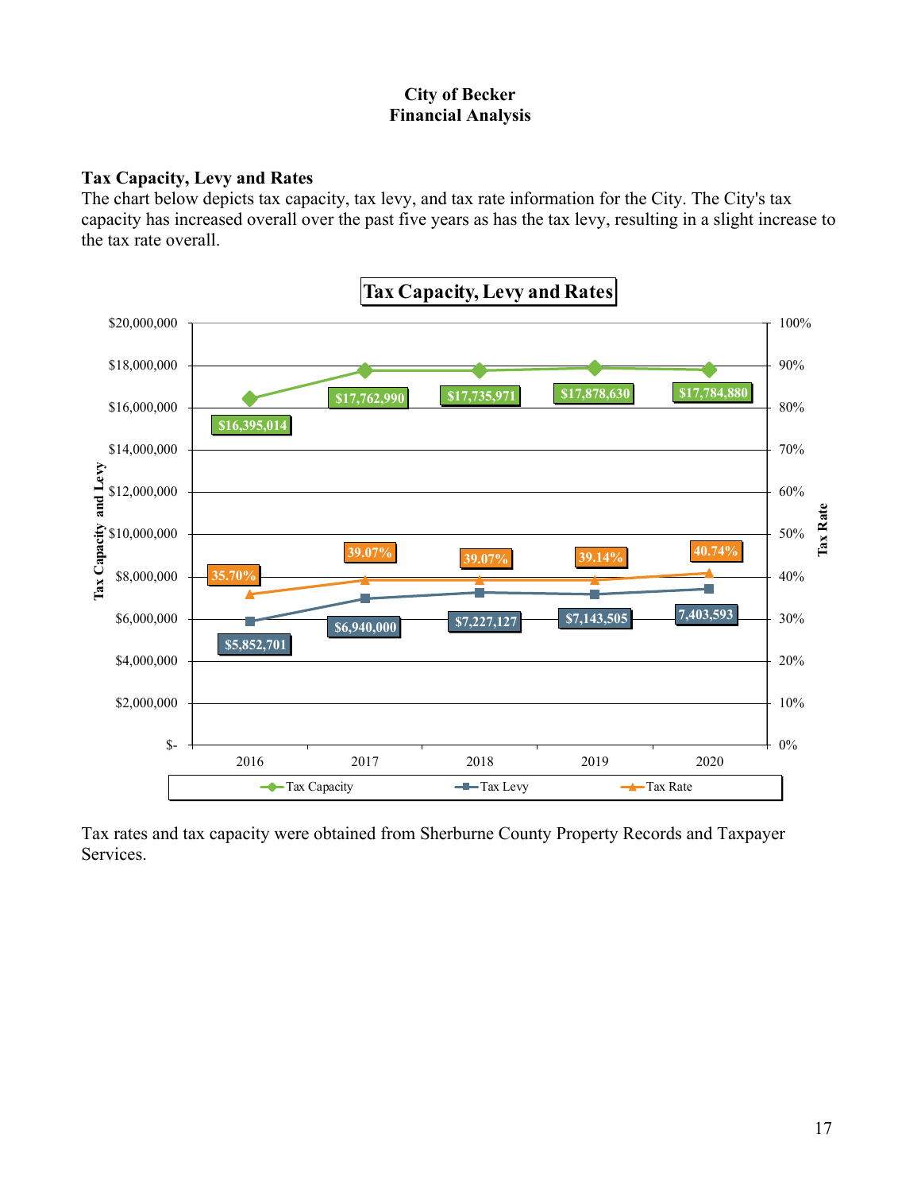# City of Becker
# Financial Analysis

## Tax Capacity, Levy and Rates

The chart below depicts tax capacity, tax levy, and tax rate information for the City. The City's tax capacity has increased overall over the past five years as has the tax levy, resulting in a slight increase to the tax rate overall.

**Tax Capacity, Levy and Rates**

| Year | Tax Capacity | Tax Levy | Tax Rate |
|---|---|---|---|
| 2016 | $16,395,014 | $5,852,701 | 35.70% |
| 2017 | $17,762,990 | $6,940,000 | 39.07% |
| 2018 | $17,735,971 | $7,227,127 | 39.07% |
| 2019 | $17,878,630 | $7,143,505 | 39.14% |
| 2020 | $17,784,880 | 7,403,593 | 40.74% |

Tax rates and tax capacity were obtained from Sherburne County Property Records and Taxpayer Services.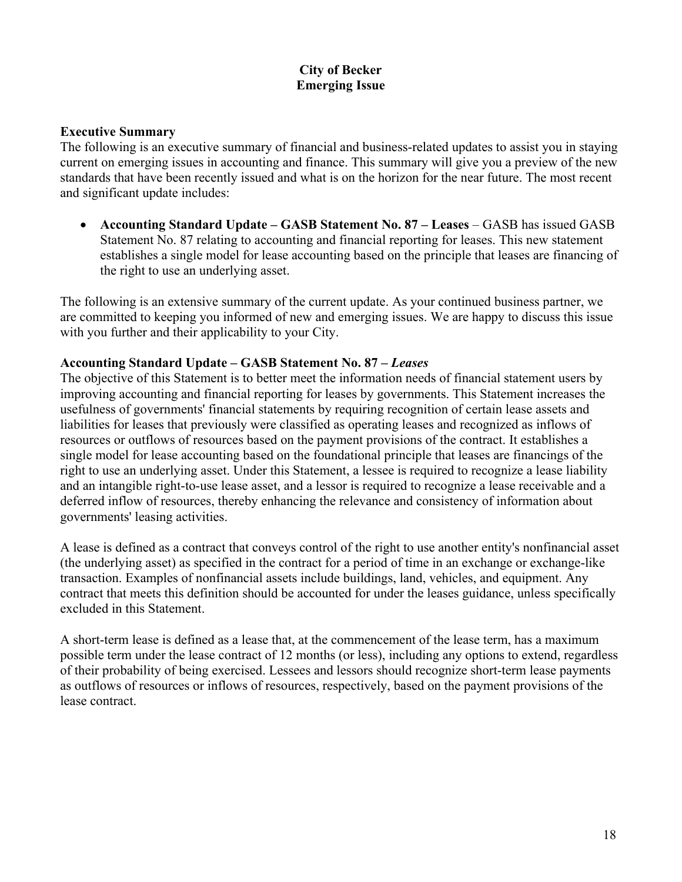**City of Becker**
**Emerging Issue**

**Executive Summary**

The following is an executive summary of financial and business-related updates to assist you in staying current on emerging issues in accounting and finance. This summary will give you a preview of the new standards that have been recently issued and what is on the horizon for the near future. The most recent and significant update includes:

- **Accounting Standard Update – GASB Statement No. 87 – Leases** – GASB has issued GASB Statement No. 87 relating to accounting and financial reporting for leases. This new statement establishes a single model for lease accounting based on the principle that leases are financing of the right to use an underlying asset.

The following is an extensive summary of the current update. As your continued business partner, we are committed to keeping you informed of new and emerging issues. We are happy to discuss this issue with you further and their applicability to your City.

**Accounting Standard Update – GASB Statement No. 87 –** ***Leases***

The objective of this Statement is to better meet the information needs of financial statement users by improving accounting and financial reporting for leases by governments. This Statement increases the usefulness of governments' financial statements by requiring recognition of certain lease assets and liabilities for leases that previously were classified as operating leases and recognized as inflows of resources or outflows of resources based on the payment provisions of the contract. It establishes a single model for lease accounting based on the foundational principle that leases are financings of the right to use an underlying asset. Under this Statement, a lessee is required to recognize a lease liability and an intangible right-to-use lease asset, and a lessor is required to recognize a lease receivable and a deferred inflow of resources, thereby enhancing the relevance and consistency of information about governments' leasing activities.

A lease is defined as a contract that conveys control of the right to use another entity's nonfinancial asset (the underlying asset) as specified in the contract for a period of time in an exchange or exchange-like transaction. Examples of nonfinancial assets include buildings, land, vehicles, and equipment. Any contract that meets this definition should be accounted for under the leases guidance, unless specifically excluded in this Statement.

A short-term lease is defined as a lease that, at the commencement of the lease term, has a maximum possible term under the lease contract of 12 months (or less), including any options to extend, regardless of their probability of being exercised. Lessees and lessors should recognize short-term lease payments as outflows of resources or inflows of resources, respectively, based on the payment provisions of the lease contract.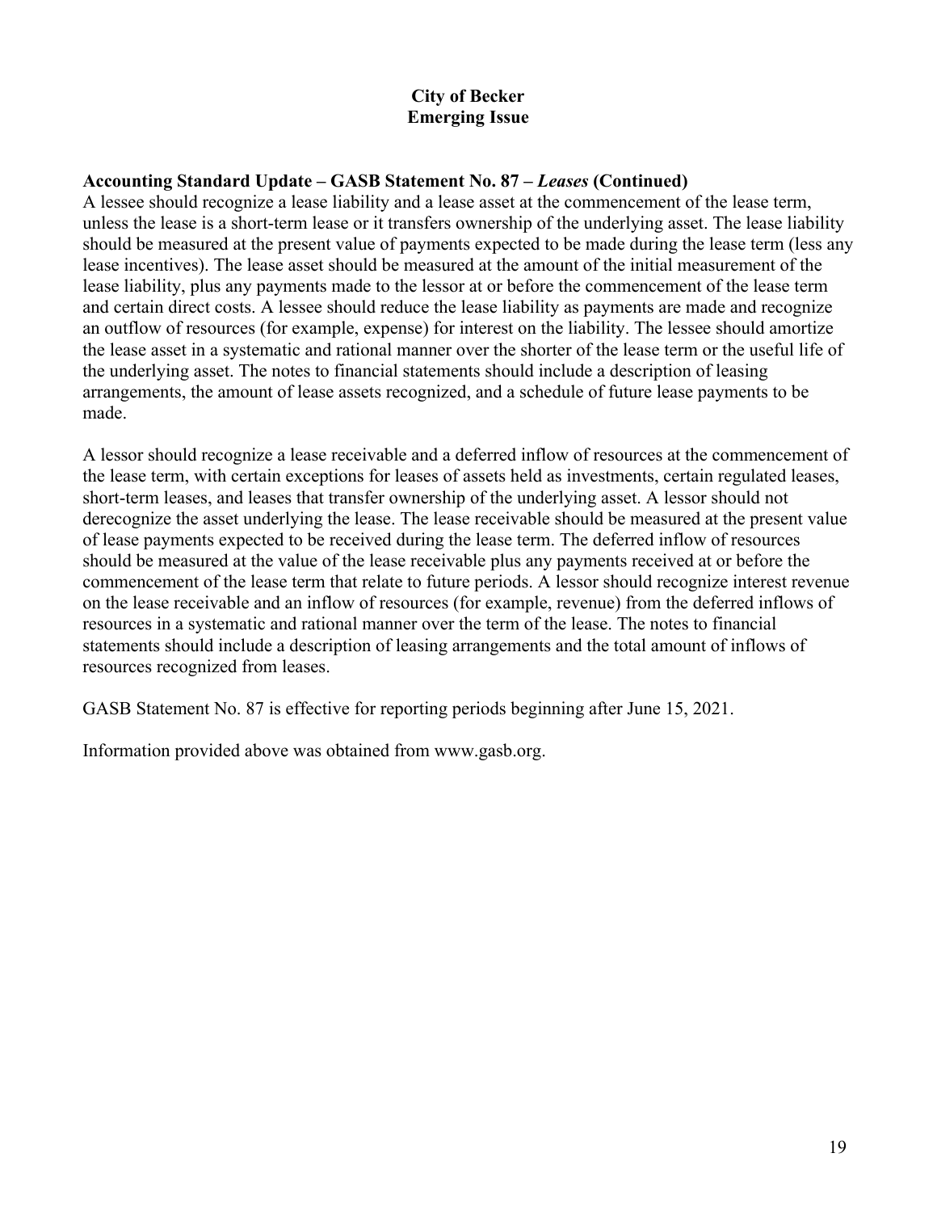# City of Becker
## Emerging Issue

### Accounting Standard Update – GASB Statement No. 87 – *Leases* (Continued)

A lessee should recognize a lease liability and a lease asset at the commencement of the lease term, unless the lease is a short-term lease or it transfers ownership of the underlying asset. The lease liability should be measured at the present value of payments expected to be made during the lease term (less any lease incentives). The lease asset should be measured at the amount of the initial measurement of the lease liability, plus any payments made to the lessor at or before the commencement of the lease term and certain direct costs. A lessee should reduce the lease liability as payments are made and recognize an outflow of resources (for example, expense) for interest on the liability. The lessee should amortize the lease asset in a systematic and rational manner over the shorter of the lease term or the useful life of the underlying asset. The notes to financial statements should include a description of leasing arrangements, the amount of lease assets recognized, and a schedule of future lease payments to be made.

A lessor should recognize a lease receivable and a deferred inflow of resources at the commencement of the lease term, with certain exceptions for leases of assets held as investments, certain regulated leases, short-term leases, and leases that transfer ownership of the underlying asset. A lessor should not derecognize the asset underlying the lease. The lease receivable should be measured at the present value of lease payments expected to be received during the lease term. The deferred inflow of resources should be measured at the value of the lease receivable plus any payments received at or before the commencement of the lease term that relate to future periods. A lessor should recognize interest revenue on the lease receivable and an inflow of resources (for example, revenue) from the deferred inflows of resources in a systematic and rational manner over the term of the lease. The notes to financial statements should include a description of leasing arrangements and the total amount of inflows of resources recognized from leases.

GASB Statement No. 87 is effective for reporting periods beginning after June 15, 2021.

Information provided above was obtained from www.gasb.org.